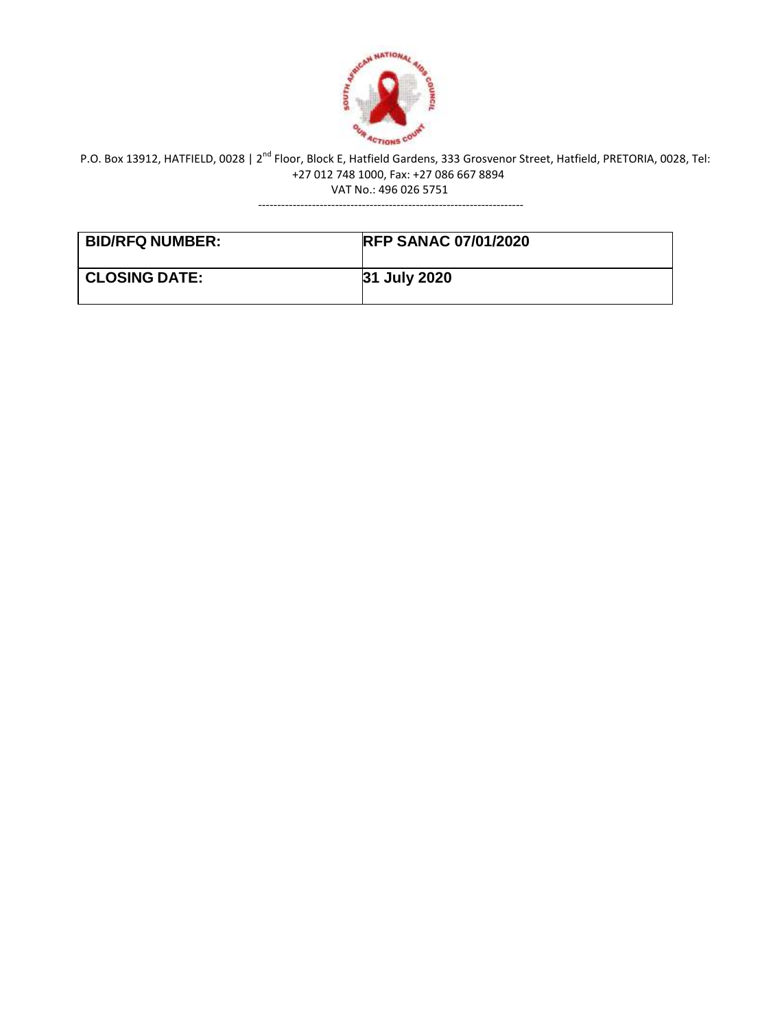P.O. Box 13912, HATFIELD, 0028 | 2nd Floor, Block E, Hatfield Gardens, 333 Grosvenor Street, Hatfield, PRETORIA, 0028, Tel: +27 012 748 1000, Fax: +27 086 667 8894

VAT No.: 496 026 5751

---

| **BID/RFQ NUMBER:** | **RFP SANAC 07/01/2020** |
|---|---|
| **CLOSING DATE:** | **31 July 2020** |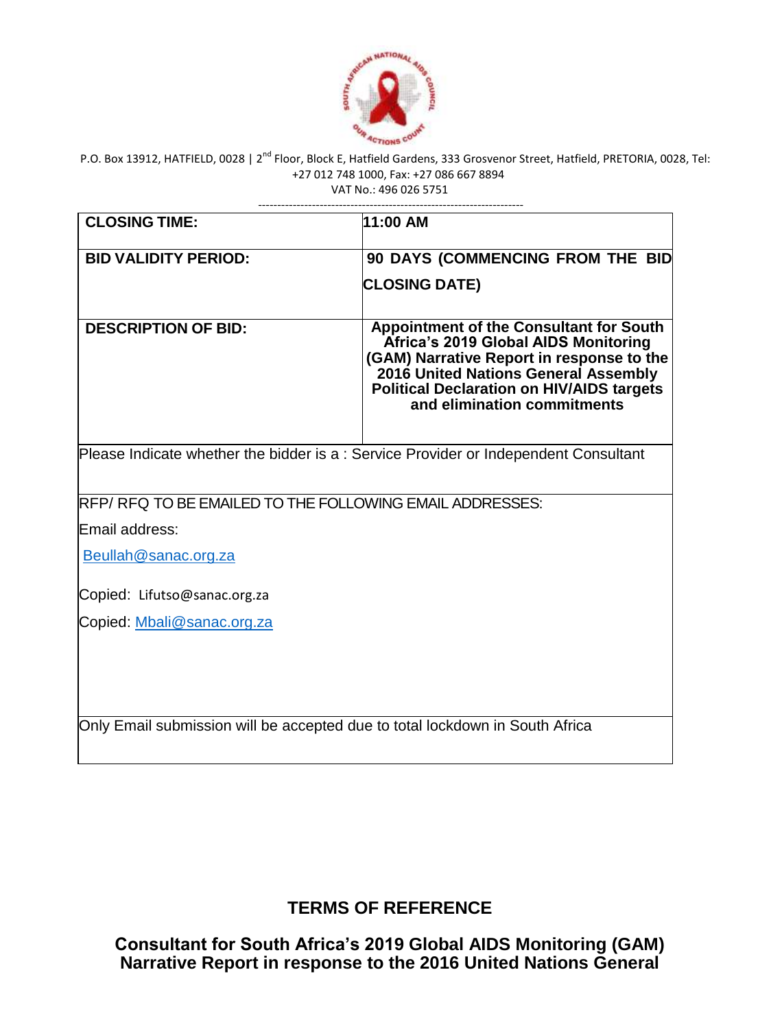P.O. Box 13912, HATFIELD, 0028 | 2nd Floor, Block E, Hatfield Gardens, 333 Grosvenor Street, Hatfield, PRETORIA, 0028, Tel: +27 012 748 1000, Fax: +27 086 667 8894
VAT No.: 496 026 5751

| | |
|---|---|
| **CLOSING TIME:** | **11:00 AM** |
| **BID VALIDITY PERIOD:** | **90 DAYS (COMMENCING FROM THE BID CLOSING DATE)** |
| **DESCRIPTION OF BID:** | **Appointment of the Consultant for South Africa's 2019 Global AIDS Monitoring (GAM) Narrative Report in response to the 2016 United Nations General Assembly Political Declaration on HIV/AIDS targets and elimination commitments** |
| Please Indicate whether the bidder is a : Service Provider or Independent Consultant | |
| RFP/ RFQ TO BE EMAILED TO THE FOLLOWING EMAIL ADDRESSES:<br>Email address:<br>Beullah@sanac.org.za<br>Copied: Lifutso@sanac.org.za<br>Copied: Mbali@sanac.org.za | |
| Only Email submission will be accepted due to total lockdown in South Africa | |

## TERMS OF REFERENCE

### Consultant for South Africa's 2019 Global AIDS Monitoring (GAM) Narrative Report in response to the 2016 United Nations General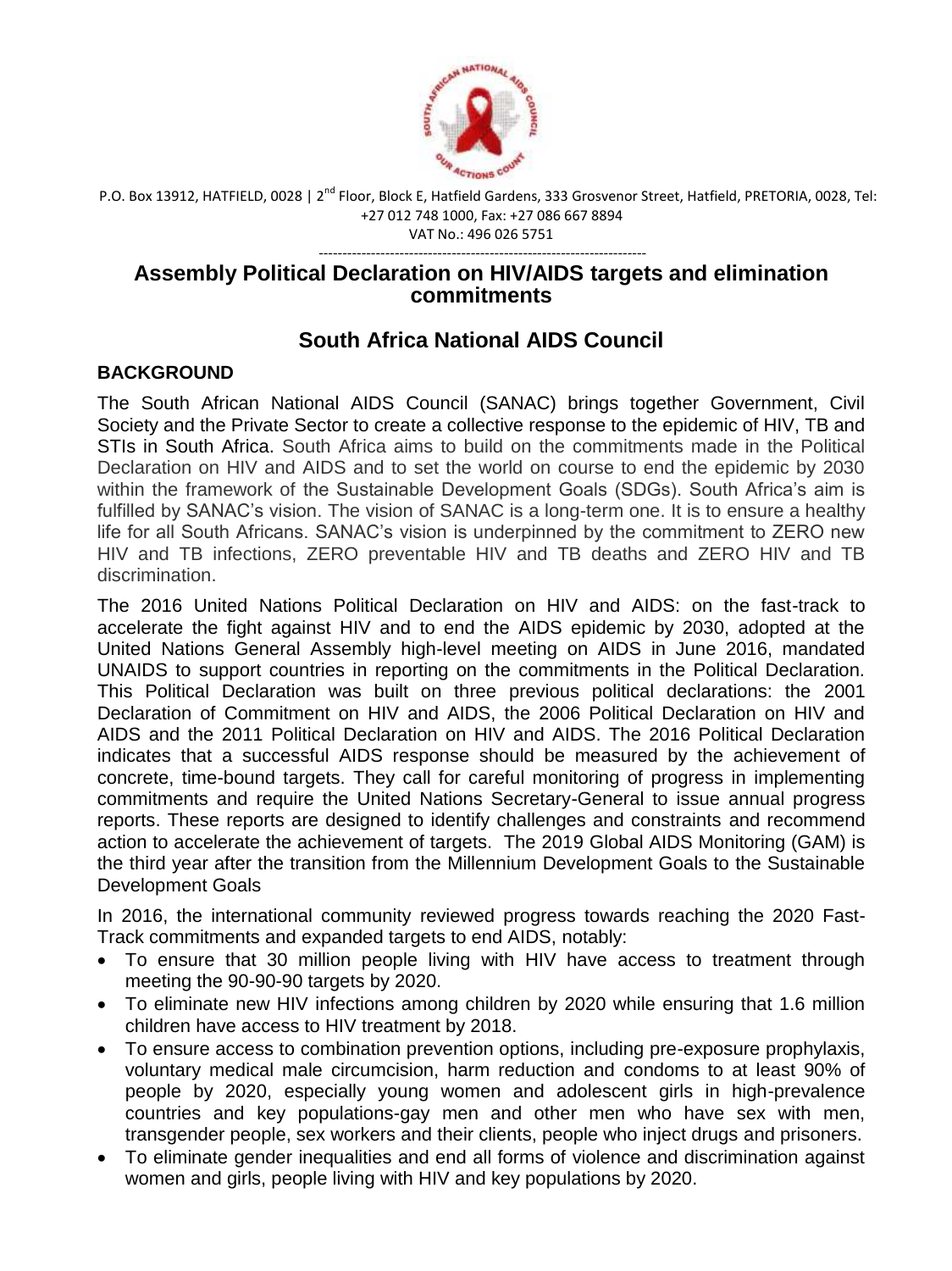P.O. Box 13912, HATFIELD, 0028 | 2nd Floor, Block E, Hatfield Gardens, 333 Grosvenor Street, Hatfield, PRETORIA, 0028, Tel: +27 012 748 1000, Fax: +27 086 667 8894
VAT No.: 496 026 5751

---

# Assembly Political Declaration on HIV/AIDS targets and elimination commitments

## South Africa National AIDS Council

### BACKGROUND

The South African National AIDS Council (SANAC) brings together Government, Civil Society and the Private Sector to create a collective response to the epidemic of HIV, TB and STIs in South Africa. South Africa aims to build on the commitments made in the Political Declaration on HIV and AIDS and to set the world on course to end the epidemic by 2030 within the framework of the Sustainable Development Goals (SDGs). South Africa's aim is fulfilled by SANAC's vision. The vision of SANAC is a long-term one. It is to ensure a healthy life for all South Africans. SANAC's vision is underpinned by the commitment to ZERO new HIV and TB infections, ZERO preventable HIV and TB deaths and ZERO HIV and TB discrimination.

The 2016 United Nations Political Declaration on HIV and AIDS: on the fast-track to accelerate the fight against HIV and to end the AIDS epidemic by 2030, adopted at the United Nations General Assembly high-level meeting on AIDS in June 2016, mandated UNAIDS to support countries in reporting on the commitments in the Political Declaration. This Political Declaration was built on three previous political declarations: the 2001 Declaration of Commitment on HIV and AIDS, the 2006 Political Declaration on HIV and AIDS and the 2011 Political Declaration on HIV and AIDS. The 2016 Political Declaration indicates that a successful AIDS response should be measured by the achievement of concrete, time-bound targets. They call for careful monitoring of progress in implementing commitments and require the United Nations Secretary-General to issue annual progress reports. These reports are designed to identify challenges and constraints and recommend action to accelerate the achievement of targets. The 2019 Global AIDS Monitoring (GAM) is the third year after the transition from the Millennium Development Goals to the Sustainable Development Goals

In 2016, the international community reviewed progress towards reaching the 2020 Fast-Track commitments and expanded targets to end AIDS, notably:

- To ensure that 30 million people living with HIV have access to treatment through meeting the 90-90-90 targets by 2020.
- To eliminate new HIV infections among children by 2020 while ensuring that 1.6 million children have access to HIV treatment by 2018.
- To ensure access to combination prevention options, including pre-exposure prophylaxis, voluntary medical male circumcision, harm reduction and condoms to at least 90% of people by 2020, especially young women and adolescent girls in high-prevalence countries and key populations-gay men and other men who have sex with men, transgender people, sex workers and their clients, people who inject drugs and prisoners.
- To eliminate gender inequalities and end all forms of violence and discrimination against women and girls, people living with HIV and key populations by 2020.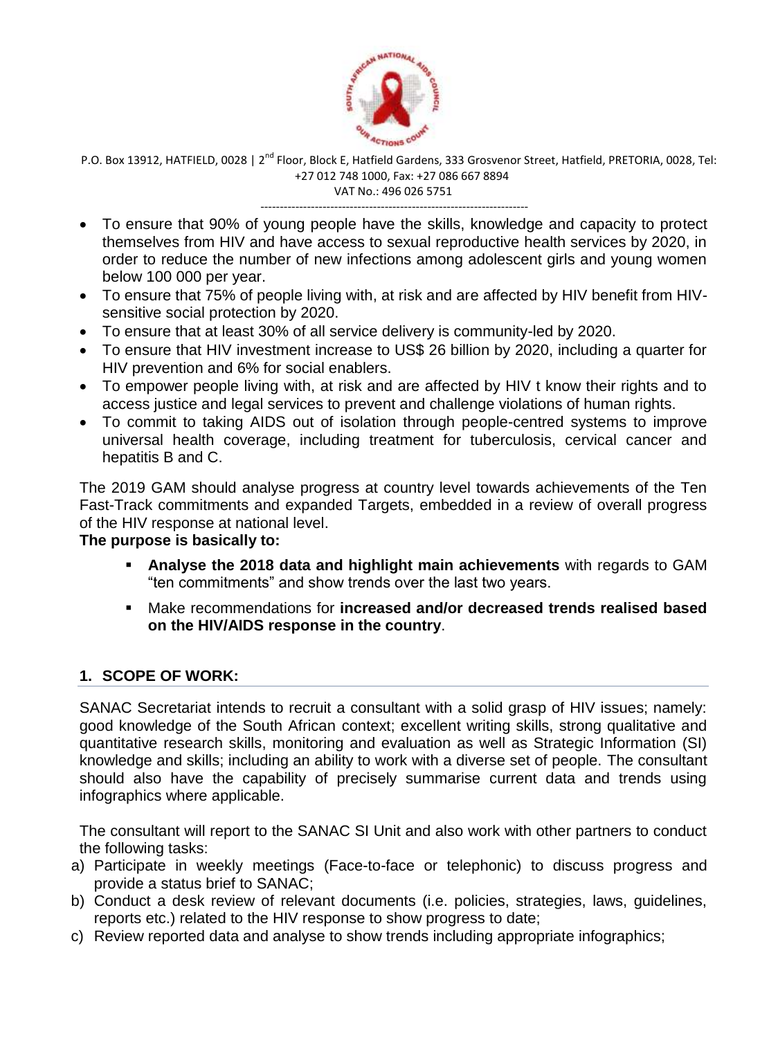- To ensure that 90% of young people have the skills, knowledge and capacity to protect themselves from HIV and have access to sexual reproductive health services by 2020, in order to reduce the number of new infections among adolescent girls and young women below 100 000 per year.
- To ensure that 75% of people living with, at risk and are affected by HIV benefit from HIV-sensitive social protection by 2020.
- To ensure that at least 30% of all service delivery is community-led by 2020.
- To ensure that HIV investment increase to US$ 26 billion by 2020, including a quarter for HIV prevention and 6% for social enablers.
- To empower people living with, at risk and are affected by HIV t know their rights and to access justice and legal services to prevent and challenge violations of human rights.
- To commit to taking AIDS out of isolation through people-centred systems to improve universal health coverage, including treatment for tuberculosis, cervical cancer and hepatitis B and C.

The 2019 GAM should analyse progress at country level towards achievements of the Ten Fast-Track commitments and expanded Targets, embedded in a review of overall progress of the HIV response at national level.

**The purpose is basically to:**

- **Analyse the 2018 data and highlight main achievements** with regards to GAM "ten commitments" and show trends over the last two years.
- Make recommendations for **increased and/or decreased trends realised based on the HIV/AIDS response in the country**.

## 1. SCOPE OF WORK:

SANAC Secretariat intends to recruit a consultant with a solid grasp of HIV issues; namely: good knowledge of the South African context; excellent writing skills, strong qualitative and quantitative research skills, monitoring and evaluation as well as Strategic Information (SI) knowledge and skills; including an ability to work with a diverse set of people. The consultant should also have the capability of precisely summarise current data and trends using infographics where applicable.

The consultant will report to the SANAC SI Unit and also work with other partners to conduct the following tasks:

a) Participate in weekly meetings (Face-to-face or telephonic) to discuss progress and provide a status brief to SANAC;
b) Conduct a desk review of relevant documents (i.e. policies, strategies, laws, guidelines, reports etc.) related to the HIV response to show progress to date;
c) Review reported data and analyse to show trends including appropriate infographics;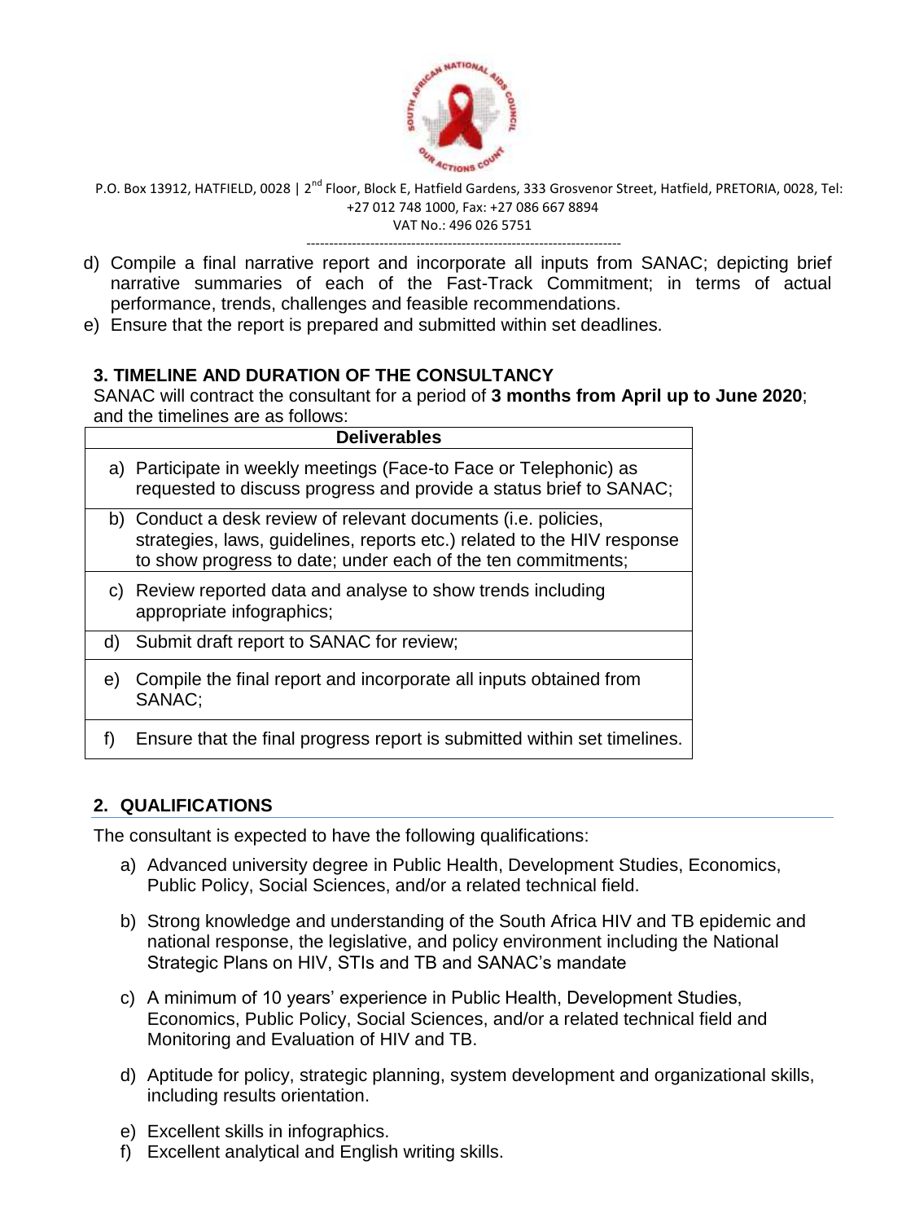d) Compile a final narrative report and incorporate all inputs from SANAC; depicting brief narrative summaries of each of the Fast-Track Commitment; in terms of actual performance, trends, challenges and feasible recommendations.
e) Ensure that the report is prepared and submitted within set deadlines.

## 3. TIMELINE AND DURATION OF THE CONSULTANCY

SANAC will contract the consultant for a period of **3 months from April up to June 2020**; and the timelines are as follows:

| Deliverables |
|---|
| a) Participate in weekly meetings (Face-to Face or Telephonic) as requested to discuss progress and provide a status brief to SANAC; |
| b) Conduct a desk review of relevant documents (i.e. policies, strategies, laws, guidelines, reports etc.) related to the HIV response to show progress to date; under each of the ten commitments; |
| c) Review reported data and analyse to show trends including appropriate infographics; |
| d) Submit draft report to SANAC for review; |
| e) Compile the final report and incorporate all inputs obtained from SANAC; |
| f) Ensure that the final progress report is submitted within set timelines. |

## 2. QUALIFICATIONS

The consultant is expected to have the following qualifications:

a) Advanced university degree in Public Health, Development Studies, Economics, Public Policy, Social Sciences, and/or a related technical field.

b) Strong knowledge and understanding of the South Africa HIV and TB epidemic and national response, the legislative, and policy environment including the National Strategic Plans on HIV, STIs and TB and SANAC's mandate

c) A minimum of 10 years' experience in Public Health, Development Studies, Economics, Public Policy, Social Sciences, and/or a related technical field and Monitoring and Evaluation of HIV and TB.

d) Aptitude for policy, strategic planning, system development and organizational skills, including results orientation.

e) Excellent skills in infographics.
f) Excellent analytical and English writing skills.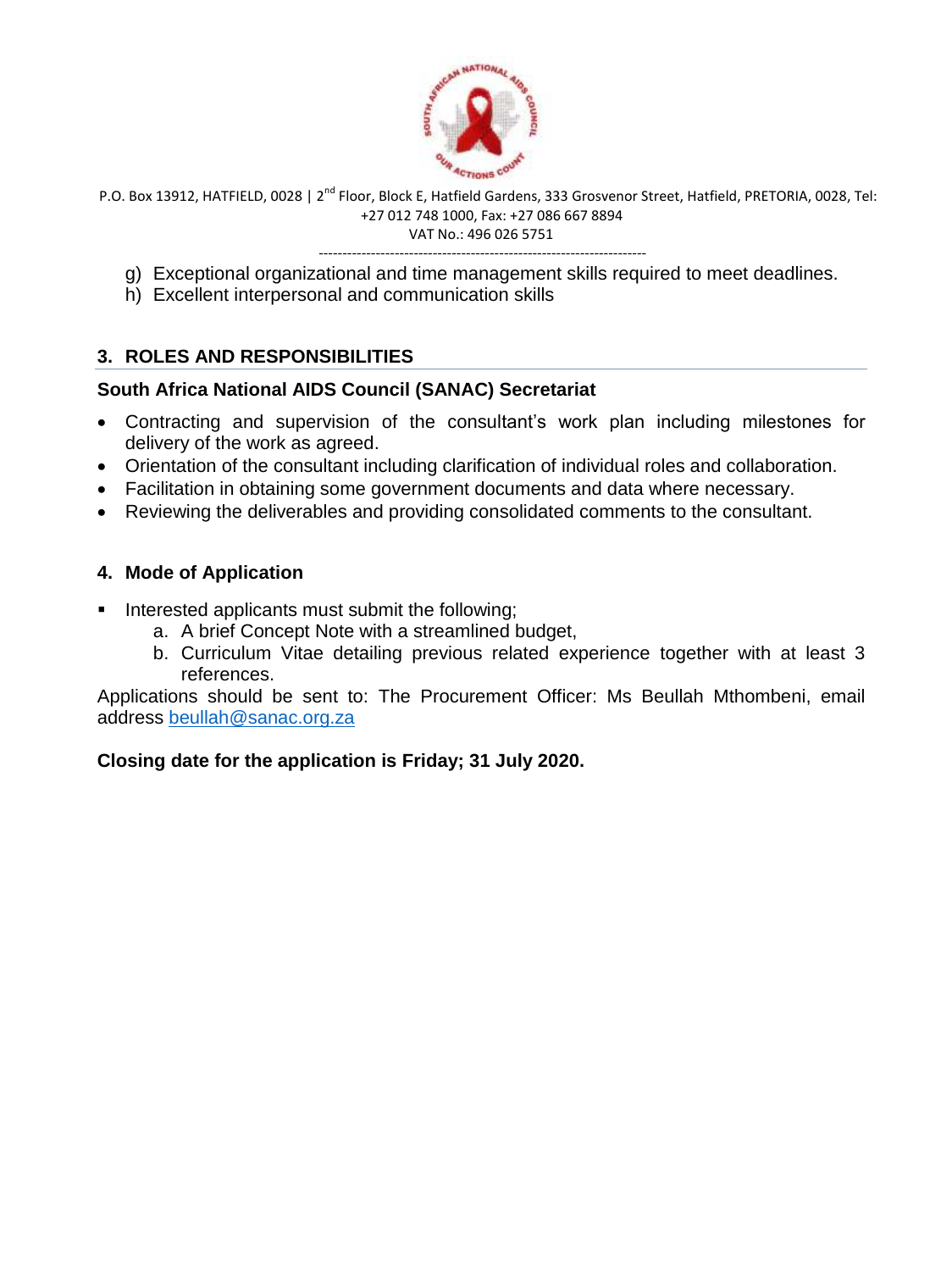g) Exceptional organizational and time management skills required to meet deadlines.
h) Excellent interpersonal and communication skills

## 3. ROLES AND RESPONSIBILITIES

### South Africa National AIDS Council (SANAC) Secretariat

- Contracting and supervision of the consultant's work plan including milestones for delivery of the work as agreed.
- Orientation of the consultant including clarification of individual roles and collaboration.
- Facilitation in obtaining some government documents and data where necessary.
- Reviewing the deliverables and providing consolidated comments to the consultant.

## 4. Mode of Application

- Interested applicants must submit the following;
    a. A brief Concept Note with a streamlined budget,
    b. Curriculum Vitae detailing previous related experience together with at least 3 references.

Applications should be sent to: The Procurement Officer: Ms Beullah Mthombeni, email address beullah@sanac.org.za

**Closing date for the application is Friday; 31 July 2020.**